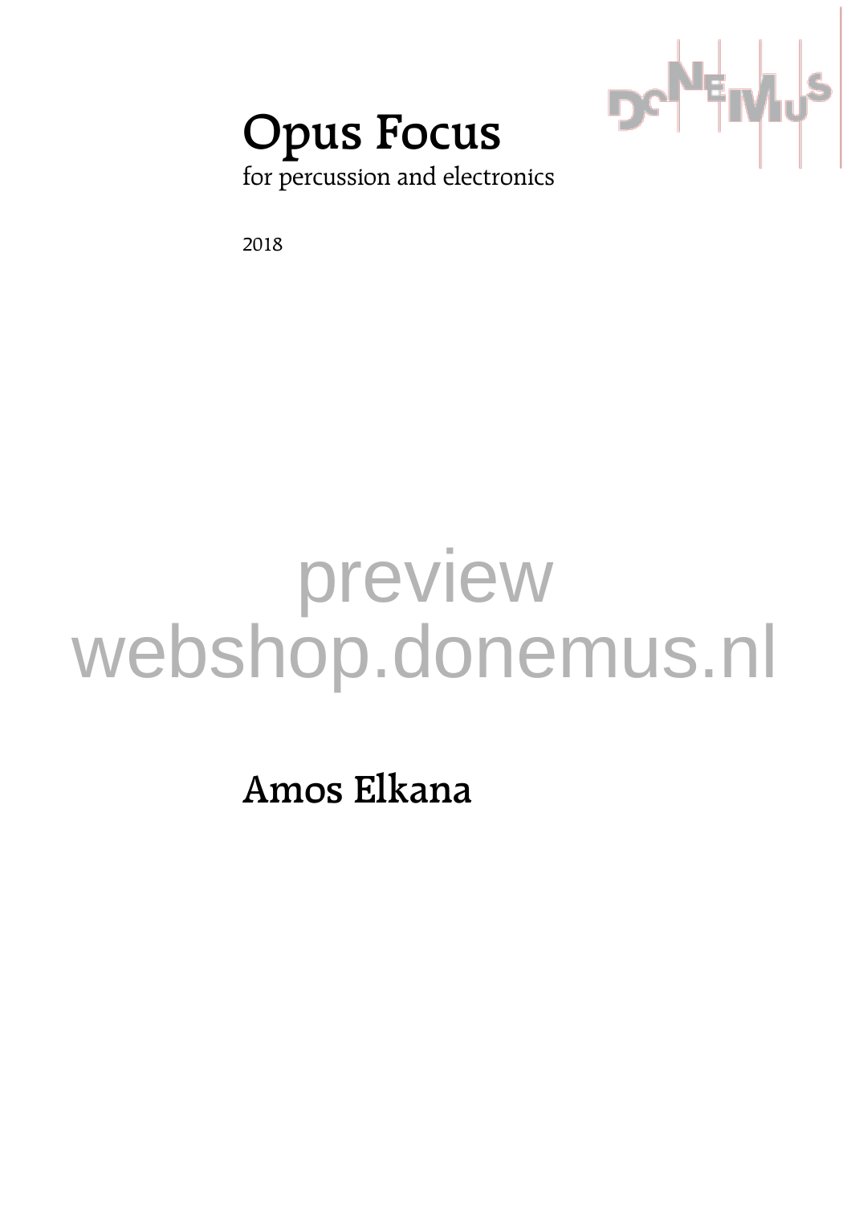# Opus Focus

for percussion and electronics

2018

preview
webshop.donemus.nl

## Amos Elkana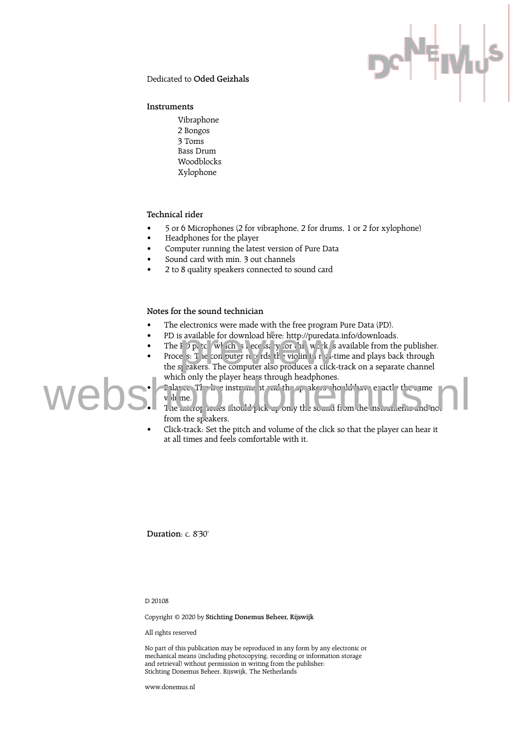Dedicated to **Oded Geizhals**

**Instruments**

- Vibraphone
- 2 Bongos
- 3 Toms
- Bass Drum
- Woodblocks
- Xylophone

**Technical rider**

- 5 or 6 Microphones (2 for vibraphone, 2 for drums, 1 or 2 for xylophone)
- Headphones for the player
- Computer running the latest version of Pure Data
- Sound card with min. 3 out channels
- 2 to 8 quality speakers connected to sound card

**Notes for the sound technician**

- The electronics were made with the free program Pure Data (PD).
- PD is available for download here: http://puredata.info/downloads.
- The PD patch which is necessary for this work is available from the publisher.
- Process: The computer records the violin in real-time and plays back through the speakers. The computer also produces a click-track on a separate channel which only the player hears through headphones.
- Balance: The live instrument and the speakers should have exactly the same volume.
- The microphones should pick up only the sound from the instruments and not from the speakers.
- Click-track: Set the pitch and volume of the click so that the player can hear it at all times and feels comfortable with it.

**Duration**: c. 8'30'

D 20108

Copyright © 2020 by **Stichting Donemus Beheer, Rijswijk**

All rights reserved

No part of this publication may be reproduced in any form by any electronic or mechanical means (including photocopying, recording or information storage and retrieval) without permission in writing from the publisher:
Stichting Donemus Beheer, Rijswijk, The Netherlands

www.donemus.nl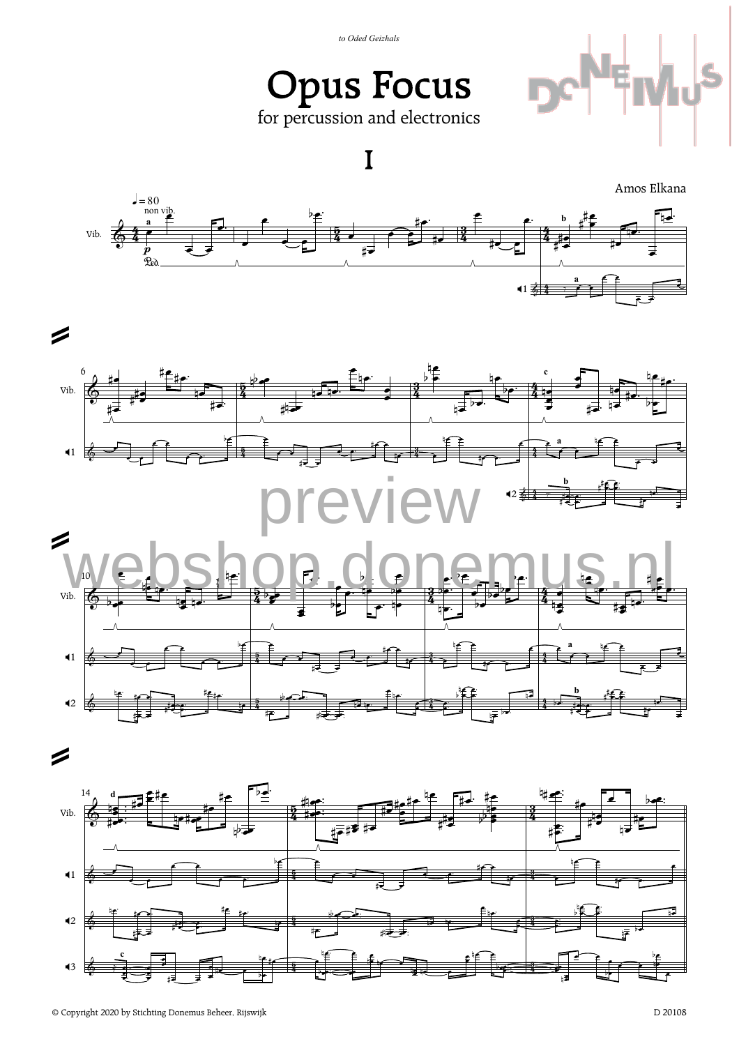*to Oded Geizhals*

# Opus Focus

for percussion and electronics

## I

Amos Elkana

© Copyright 2020 by Stichting Donemus Beheer, Rijswijk

D 20108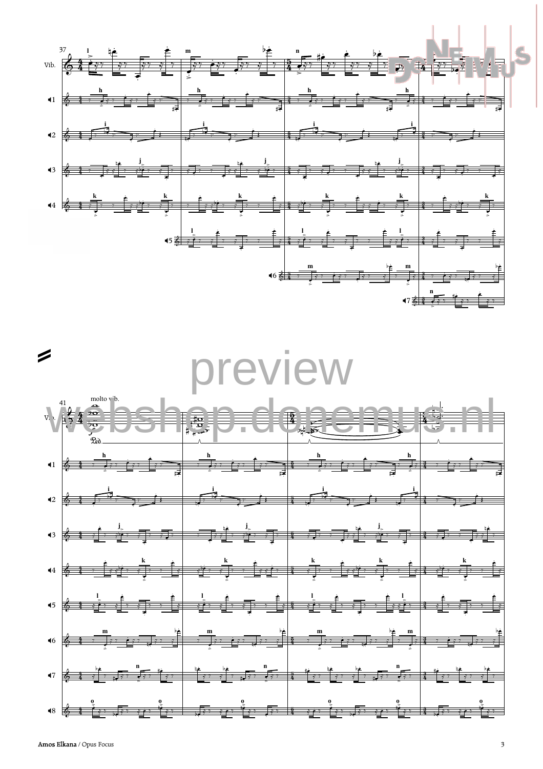preview

webshop.donemus.nl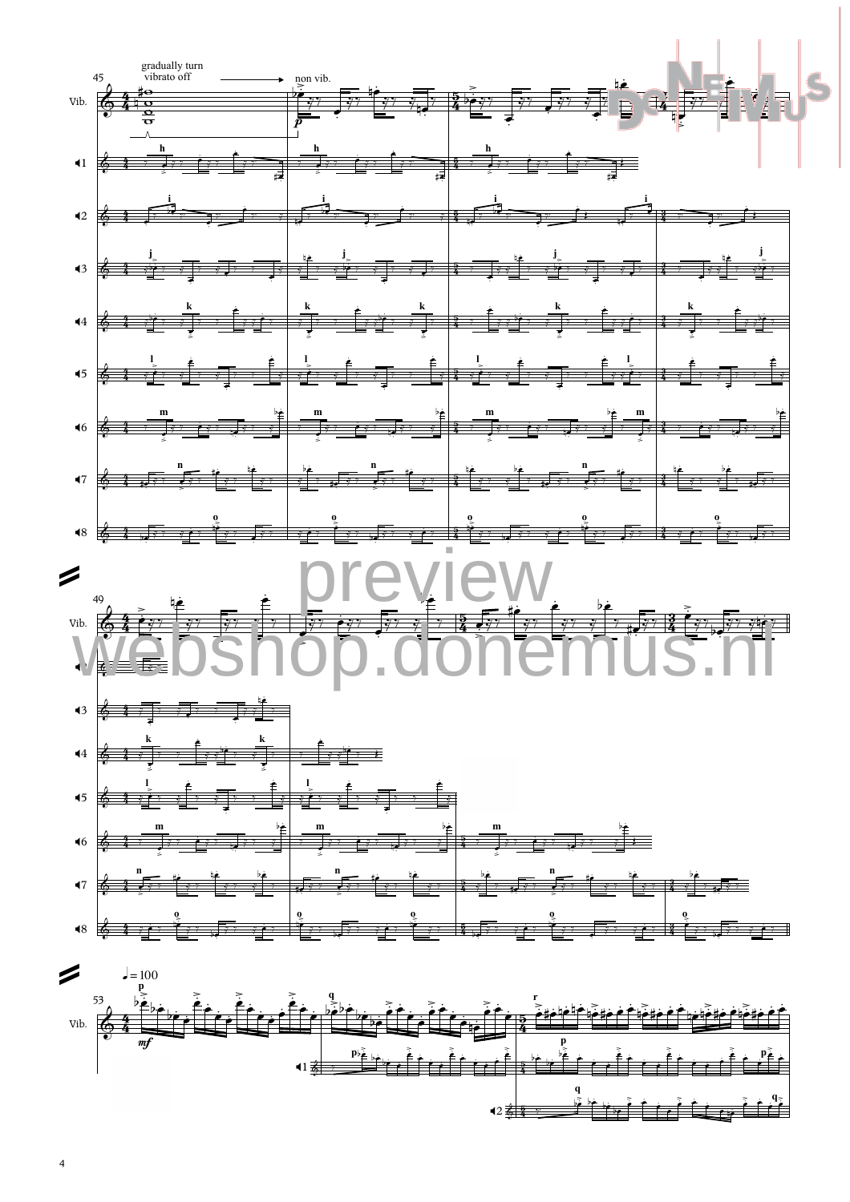45

gradually turn vibrato off

non vib.

*p*

49

preview

webshop.donemus.nl

♩ = 100

53

*mf*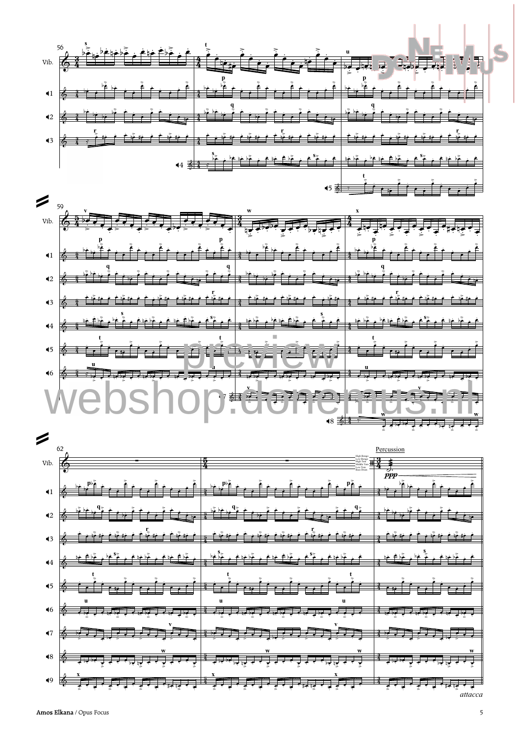Percussion

High Bongo
Low Bongo
High Tom
Middle Tom
Low Tom
Bass Drum

*ppp*

*attacca*